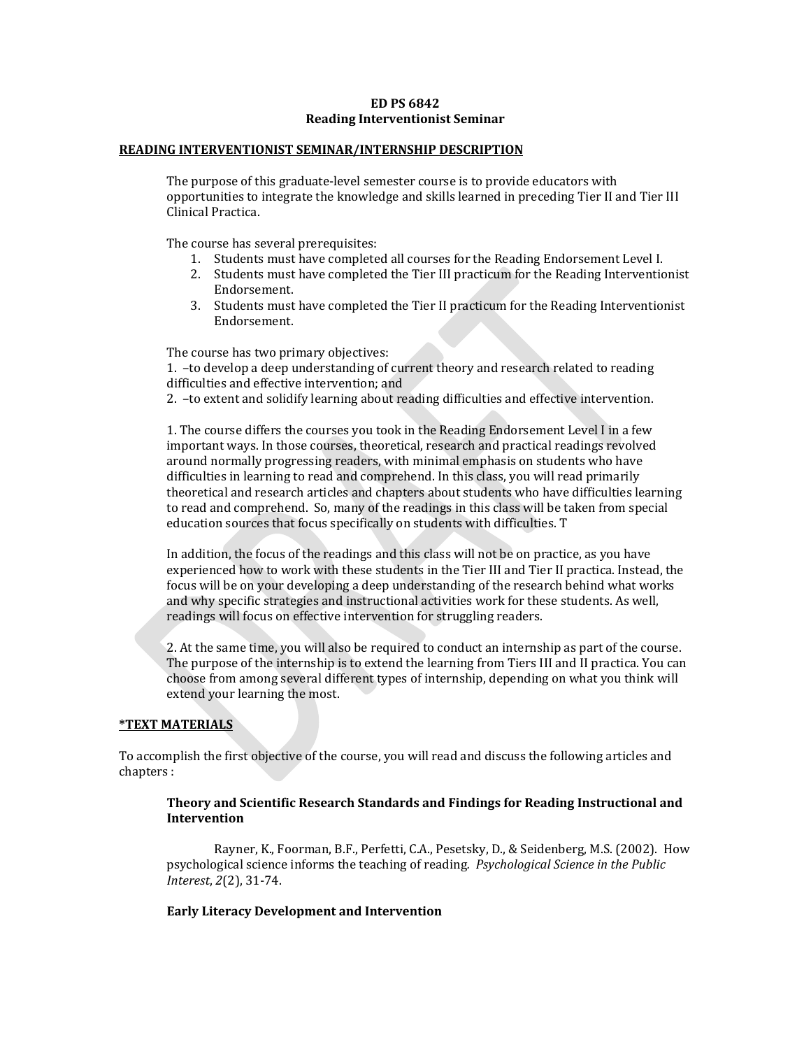**ED PS 6842**
**Reading Interventionist Seminar**

**READING INTERVENTIONIST SEMINAR/INTERNSHIP DESCRIPTION**

The purpose of this graduate-level semester course is to provide educators with opportunities to integrate the knowledge and skills learned in preceding Tier II and Tier III Clinical Practica.

The course has several prerequisites:

1. Students must have completed all courses for the Reading Endorsement Level I.
2. Students must have completed the Tier III practicum for the Reading Interventionist Endorsement.
3. Students must have completed the Tier II practicum for the Reading Interventionist Endorsement.

The course has two primary objectives:
1. –to develop a deep understanding of current theory and research related to reading difficulties and effective intervention; and
2. –to extent and solidify learning about reading difficulties and effective intervention.

1. The course differs the courses you took in the Reading Endorsement Level I in a few important ways. In those courses, theoretical, research and practical readings revolved around normally progressing readers, with minimal emphasis on students who have difficulties in learning to read and comprehend. In this class, you will read primarily theoretical and research articles and chapters about students who have difficulties learning to read and comprehend. So, many of the readings in this class will be taken from special education sources that focus specifically on students with difficulties. T

In addition, the focus of the readings and this class will not be on practice, as you have experienced how to work with these students in the Tier III and Tier II practica. Instead, the focus will be on your developing a deep understanding of the research behind what works and why specific strategies and instructional activities work for these students. As well, readings will focus on effective intervention for struggling readers.

2. At the same time, you will also be required to conduct an internship as part of the course. The purpose of the internship is to extend the learning from Tiers III and II practica. You can choose from among several different types of internship, depending on what you think will extend your learning the most.

**\*TEXT MATERIALS**

To accomplish the first objective of the course, you will read and discuss the following articles and chapters :

**Theory and Scientific Research Standards and Findings for Reading Instructional and Intervention**

Rayner, K., Foorman, B.F., Perfetti, C.A., Pesetsky, D., & Seidenberg, M.S. (2002). How psychological science informs the teaching of reading. *Psychological Science in the Public Interest*, *2*(2), 31-74.

**Early Literacy Development and Intervention**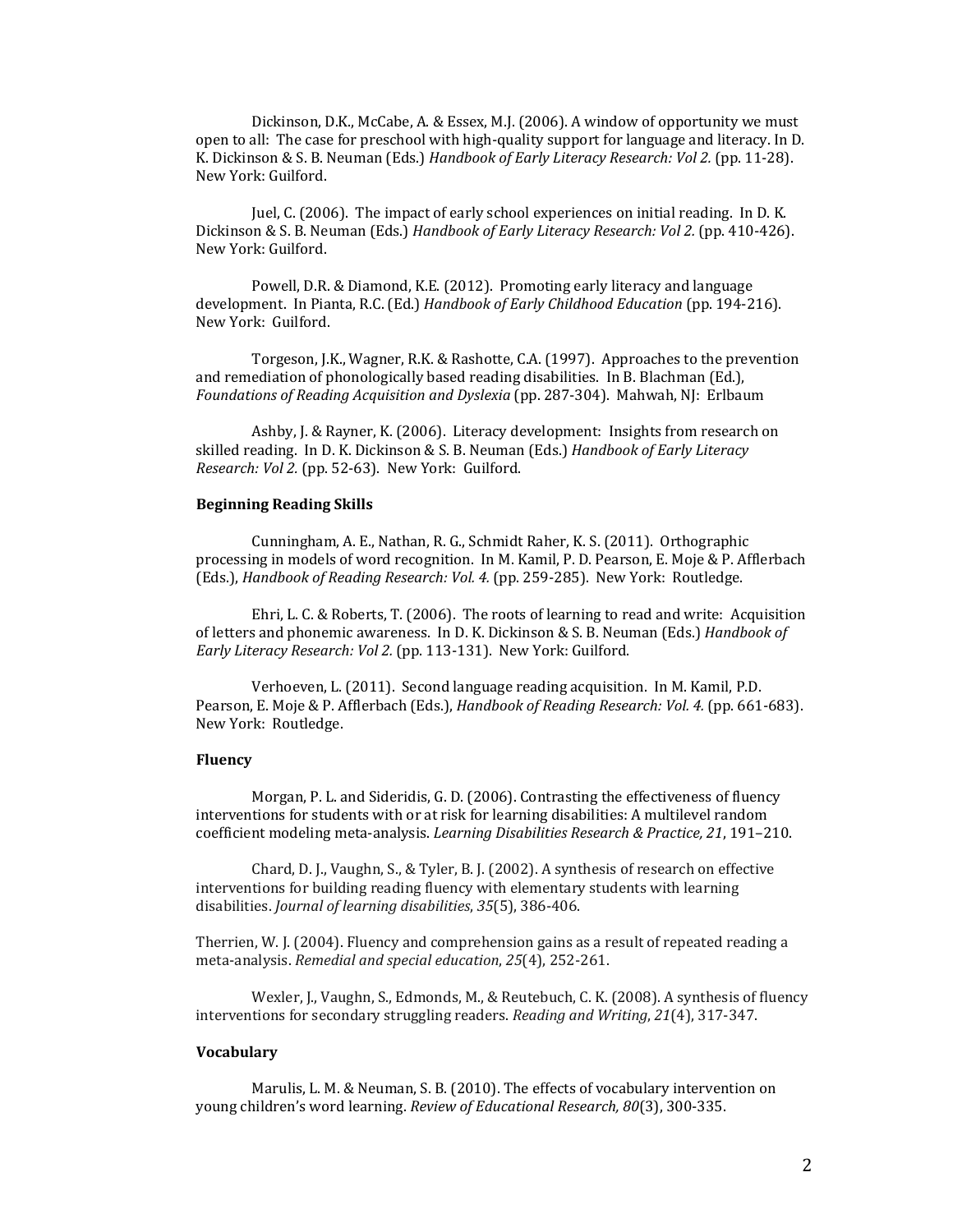Dickinson, D.K., McCabe, A. & Essex, M.J. (2006). A window of opportunity we must open to all: The case for preschool with high-quality support for language and literacy. In D. K. Dickinson & S. B. Neuman (Eds.) *Handbook of Early Literacy Research: Vol 2.* (pp. 11-28). New York: Guilford.

Juel, C. (2006). The impact of early school experiences on initial reading. In D. K. Dickinson & S. B. Neuman (Eds.) *Handbook of Early Literacy Research: Vol 2.* (pp. 410-426). New York: Guilford.

Powell, D.R. & Diamond, K.E. (2012). Promoting early literacy and language development. In Pianta, R.C. (Ed.) *Handbook of Early Childhood Education* (pp. 194-216). New York: Guilford.

Torgeson, J.K., Wagner, R.K. & Rashotte, C.A. (1997). Approaches to the prevention and remediation of phonologically based reading disabilities. In B. Blachman (Ed.), *Foundations of Reading Acquisition and Dyslexia* (pp. 287-304). Mahwah, NJ: Erlbaum

Ashby, J. & Rayner, K. (2006). Literacy development: Insights from research on skilled reading. In D. K. Dickinson & S. B. Neuman (Eds.) *Handbook of Early Literacy Research: Vol 2.* (pp. 52-63). New York: Guilford.

**Beginning Reading Skills**

Cunningham, A. E., Nathan, R. G., Schmidt Raher, K. S. (2011). Orthographic processing in models of word recognition. In M. Kamil, P. D. Pearson, E. Moje & P. Afflerbach (Eds.), *Handbook of Reading Research: Vol. 4.* (pp. 259-285). New York: Routledge.

Ehri, L. C. & Roberts, T. (2006). The roots of learning to read and write: Acquisition of letters and phonemic awareness. In D. K. Dickinson & S. B. Neuman (Eds.) *Handbook of Early Literacy Research: Vol 2.* (pp. 113-131). New York: Guilford.

Verhoeven, L. (2011). Second language reading acquisition. In M. Kamil, P.D. Pearson, E. Moje & P. Afflerbach (Eds.), *Handbook of Reading Research: Vol. 4.* (pp. 661-683). New York: Routledge.

**Fluency**

Morgan, P. L. and Sideridis, G. D. (2006). Contrasting the effectiveness of fluency interventions for students with or at risk for learning disabilities: A multilevel random coefficient modeling meta-analysis. *Learning Disabilities Research & Practice, 21*, 191–210.

Chard, D. J., Vaughn, S., & Tyler, B. J. (2002). A synthesis of research on effective interventions for building reading fluency with elementary students with learning disabilities. *Journal of learning disabilities*, *35*(5), 386-406.

Therrien, W. J. (2004). Fluency and comprehension gains as a result of repeated reading a meta-analysis. *Remedial and special education*, *25*(4), 252-261.

Wexler, J., Vaughn, S., Edmonds, M., & Reutebuch, C. K. (2008). A synthesis of fluency interventions for secondary struggling readers. *Reading and Writing*, *21*(4), 317-347.

**Vocabulary**

Marulis, L. M. & Neuman, S. B. (2010). The effects of vocabulary intervention on young children's word learning. *Review of Educational Research, 80*(3), 300-335.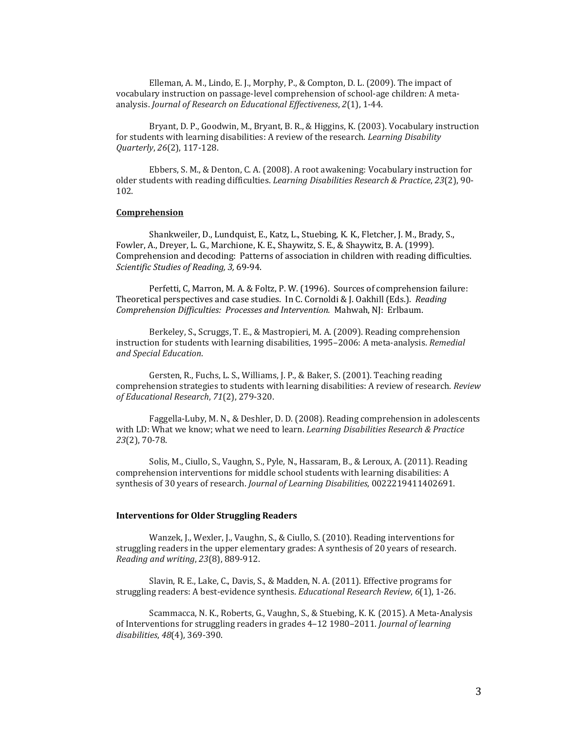Elleman, A. M., Lindo, E. J., Morphy, P., & Compton, D. L. (2009). The impact of vocabulary instruction on passage-level comprehension of school-age children: A meta-analysis. *Journal of Research on Educational Effectiveness*, *2*(1), 1-44.

Bryant, D. P., Goodwin, M., Bryant, B. R., & Higgins, K. (2003). Vocabulary instruction for students with learning disabilities: A review of the research. *Learning Disability Quarterly*, *26*(2), 117-128.

Ebbers, S. M., & Denton, C. A. (2008). A root awakening: Vocabulary instruction for older students with reading difficulties. *Learning Disabilities Research & Practice*, *23*(2), 90-102.

**<u>Comprehension</u>**

Shankweiler, D., Lundquist, E., Katz, L., Stuebing, K. K., Fletcher, J. M., Brady, S., Fowler, A., Dreyer, L. G., Marchione, K. E., Shaywitz, S. E., & Shaywitz, B. A. (1999). Comprehension and decoding: Patterns of association in children with reading difficulties. *Scientific Studies of Reading, 3,* 69-94.

Perfetti, C, Marron, M. A. & Foltz, P. W. (1996). Sources of comprehension failure: Theoretical perspectives and case studies. In C. Cornoldi & J. Oakhill (Eds.). *Reading Comprehension Difficulties: Processes and Intervention.* Mahwah, NJ: Erlbaum.

Berkeley, S., Scruggs, T. E., & Mastropieri, M. A. (2009). Reading comprehension instruction for students with learning disabilities, 1995–2006: A meta-analysis. *Remedial and Special Education*.

Gersten, R., Fuchs, L. S., Williams, J. P., & Baker, S. (2001). Teaching reading comprehension strategies to students with learning disabilities: A review of research. *Review of Educational Research*, *71*(2), 279-320.

Faggella-Luby, M. N., & Deshler, D. D. (2008). Reading comprehension in adolescents with LD: What we know; what we need to learn. *Learning Disabilities Research & Practice* *23*(2), 70-78.

Solis, M., Ciullo, S., Vaughn, S., Pyle, N., Hassaram, B., & Leroux, A. (2011). Reading comprehension interventions for middle school students with learning disabilities: A synthesis of 30 years of research. *Journal of Learning Disabilities*, 0022219411402691.

**Interventions for Older Struggling Readers**

Wanzek, J., Wexler, J., Vaughn, S., & Ciullo, S. (2010). Reading interventions for struggling readers in the upper elementary grades: A synthesis of 20 years of research. *Reading and writing*, *23*(8), 889-912.

Slavin, R. E., Lake, C., Davis, S., & Madden, N. A. (2011). Effective programs for struggling readers: A best-evidence synthesis. *Educational Research Review*, *6*(1), 1-26.

Scammacca, N. K., Roberts, G., Vaughn, S., & Stuebing, K. K. (2015). A Meta-Analysis of Interventions for struggling readers in grades 4–12 1980–2011. *Journal of learning disabilities*, *48*(4), 369-390.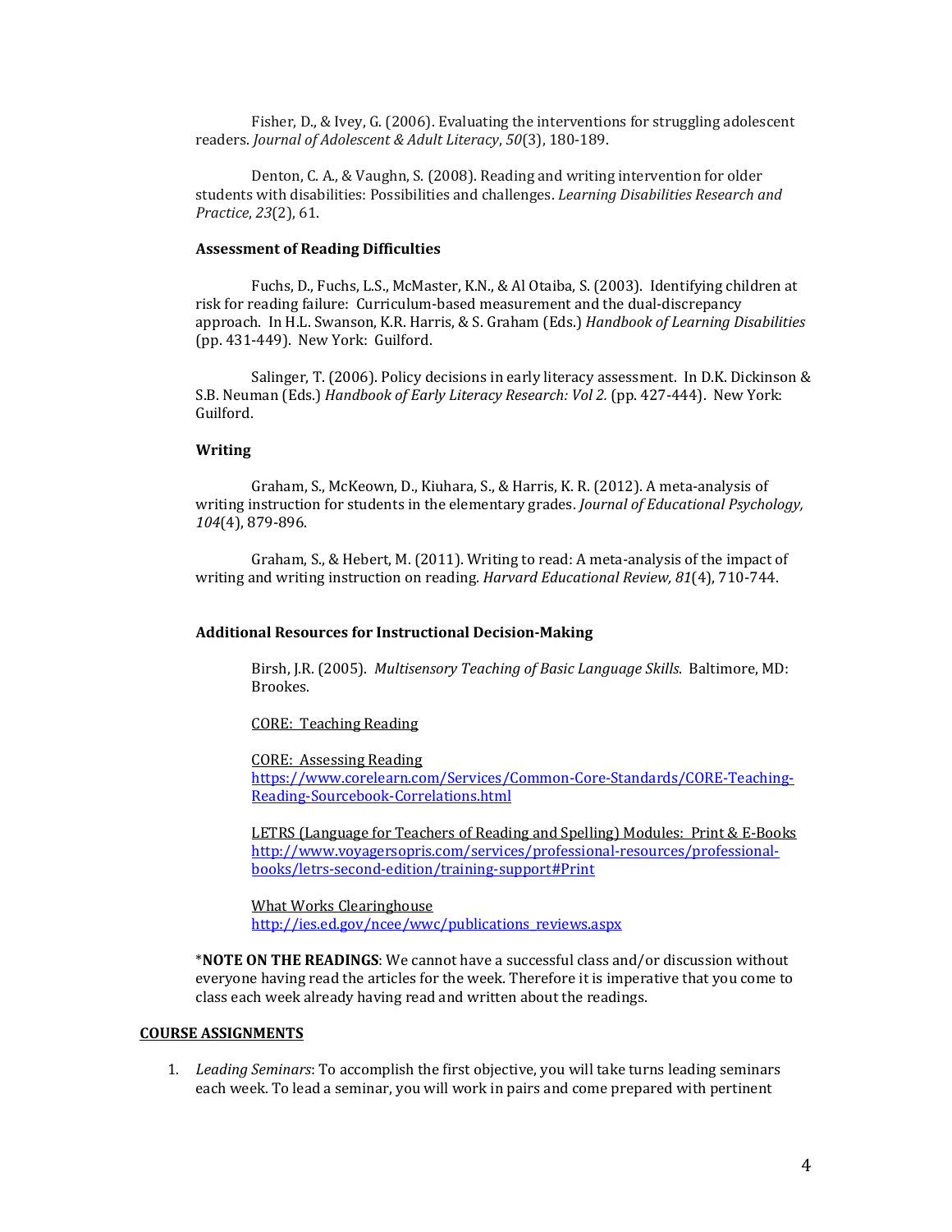Fisher, D., & Ivey, G. (2006). Evaluating the interventions for struggling adolescent readers. *Journal of Adolescent & Adult Literacy*, *50*(3), 180-189.

Denton, C. A., & Vaughn, S. (2008). Reading and writing intervention for older students with disabilities: Possibilities and challenges. *Learning Disabilities Research and Practice*, *23*(2), 61.

**Assessment of Reading Difficulties**

Fuchs, D., Fuchs, L.S., McMaster, K.N., & Al Otaiba, S. (2003). Identifying children at risk for reading failure: Curriculum-based measurement and the dual-discrepancy approach. In H.L. Swanson, K.R. Harris, & S. Graham (Eds.) *Handbook of Learning Disabilities* (pp. 431-449). New York: Guilford.

Salinger, T. (2006). Policy decisions in early literacy assessment. In D.K. Dickinson & S.B. Neuman (Eds.) *Handbook of Early Literacy Research: Vol 2.* (pp. 427-444). New York: Guilford.

**Writing**

Graham, S., McKeown, D., Kiuhara, S., & Harris, K. R. (2012). A meta-analysis of writing instruction for students in the elementary grades. *Journal of Educational Psychology, 104*(4), 879-896.

Graham, S., & Hebert, M. (2011). Writing to read: A meta-analysis of the impact of writing and writing instruction on reading. *Harvard Educational Review, 81*(4), 710-744.

**Additional Resources for Instructional Decision-Making**

Birsh, J.R. (2005). *Multisensory Teaching of Basic Language Skills*. Baltimore, MD: Brookes.

CORE: Teaching Reading

CORE: Assessing Reading
https://www.corelearn.com/Services/Common-Core-Standards/CORE-Teaching-Reading-Sourcebook-Correlations.html

LETRS (Language for Teachers of Reading and Spelling) Modules: Print & E-Books
http://www.voyagersopris.com/services/professional-resources/professional-books/letrs-second-edition/training-support#Print

What Works Clearinghouse
http://ies.ed.gov/ncee/wwc/publications_reviews.aspx

*__NOTE ON THE READINGS__: We cannot have a successful class and/or discussion without everyone having read the articles for the week. Therefore it is imperative that you come to class each week already having read and written about the readings.

**COURSE ASSIGNMENTS**

1. *Leading Seminars*: To accomplish the first objective, you will take turns leading seminars each week. To lead a seminar, you will work in pairs and come prepared with pertinent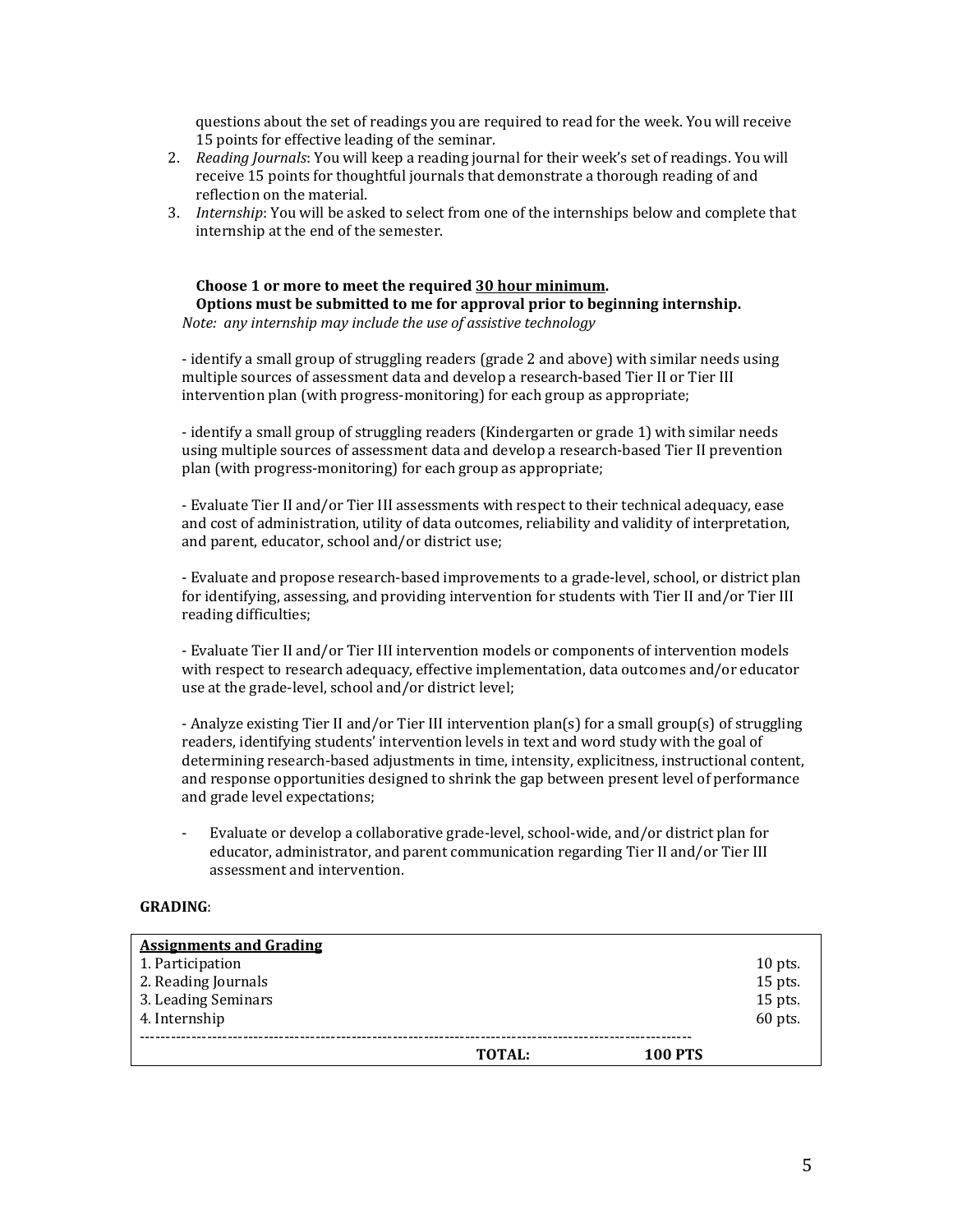questions about the set of readings you are required to read for the week. You will receive 15 points for effective leading of the seminar.

2. *Reading Journals*: You will keep a reading journal for their week's set of readings. You will receive 15 points for thoughtful journals that demonstrate a thorough reading of and reflection on the material.
3. *Internship*: You will be asked to select from one of the internships below and complete that internship at the end of the semester.

**Choose 1 or more to meet the required <u>30 hour minimum</u>.**
**Options must be submitted to me for approval prior to beginning internship.**
*Note: any internship may include the use of assistive technology*

- identify a small group of struggling readers (grade 2 and above) with similar needs using multiple sources of assessment data and develop a research-based Tier II or Tier III intervention plan (with progress-monitoring) for each group as appropriate;

- identify a small group of struggling readers (Kindergarten or grade 1) with similar needs using multiple sources of assessment data and develop a research-based Tier II prevention plan (with progress-monitoring) for each group as appropriate;

- Evaluate Tier II and/or Tier III assessments with respect to their technical adequacy, ease and cost of administration, utility of data outcomes, reliability and validity of interpretation, and parent, educator, school and/or district use;

- Evaluate and propose research-based improvements to a grade-level, school, or district plan for identifying, assessing, and providing intervention for students with Tier II and/or Tier III reading difficulties;

- Evaluate Tier II and/or Tier III intervention models or components of intervention models with respect to research adequacy, effective implementation, data outcomes and/or educator use at the grade-level, school and/or district level;

- Analyze existing Tier II and/or Tier III intervention plan(s) for a small group(s) of struggling readers, identifying students' intervention levels in text and word study with the goal of determining research-based adjustments in time, intensity, explicitness, instructional content, and response opportunities designed to shrink the gap between present level of performance and grade level expectations;

- Evaluate or develop a collaborative grade-level, school-wide, and/or district plan for educator, administrator, and parent communication regarding Tier II and/or Tier III assessment and intervention.

**GRADING**:

| **<u>Assignments and Grading</u>** | |
|---|---|
| 1. Participation | 10 pts. |
| 2. Reading Journals | 15 pts. |
| 3. Leading Seminars | 15 pts. |
| 4. Internship | 60 pts. |
| **TOTAL:** | **100 PTS** |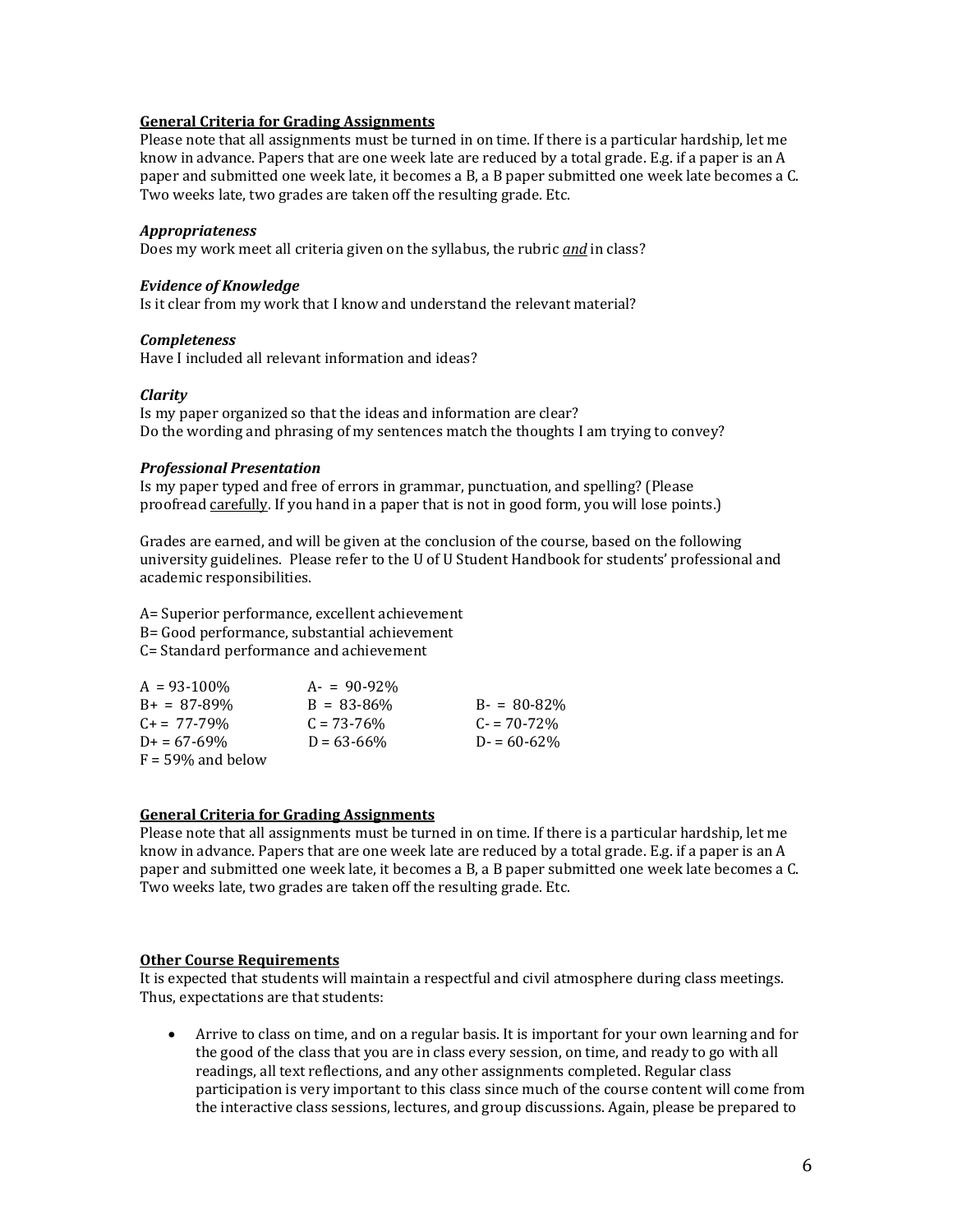**General Criteria for Grading Assignments**
Please note that all assignments must be turned in on time. If there is a particular hardship, let me know in advance. Papers that are one week late are reduced by a total grade. E.g. if a paper is an A paper and submitted one week late, it becomes a B, a B paper submitted one week late becomes a C. Two weeks late, two grades are taken off the resulting grade. Etc.

***Appropriateness***
Does my work meet all criteria given on the syllabus, the rubric ***and*** in class?

***Evidence of Knowledge***
Is it clear from my work that I know and understand the relevant material?

***Completeness***
Have I included all relevant information and ideas?

***Clarity***
Is my paper organized so that the ideas and information are clear?
Do the wording and phrasing of my sentences match the thoughts I am trying to convey?

***Professional Presentation***
Is my paper typed and free of errors in grammar, punctuation, and spelling? (Please proofread carefully. If you hand in a paper that is not in good form, you will lose points.)

Grades are earned, and will be given at the conclusion of the course, based on the following university guidelines. Please refer to the U of U Student Handbook for students' professional and academic responsibilities.

A= Superior performance, excellent achievement
B= Good performance, substantial achievement
C= Standard performance and achievement

| | | |
|---|---|---|
| A = 93-100% | A- = 90-92% | |
| B+ = 87-89% | B = 83-86% | B- = 80-82% |
| C+ = 77-79% | C = 73-76% | C- = 70-72% |
| D+ = 67-69% | D = 63-66% | D- = 60-62% |
| F = 59% and below | | |

**General Criteria for Grading Assignments**
Please note that all assignments must be turned in on time. If there is a particular hardship, let me know in advance. Papers that are one week late are reduced by a total grade. E.g. if a paper is an A paper and submitted one week late, it becomes a B, a B paper submitted one week late becomes a C. Two weeks late, two grades are taken off the resulting grade. Etc.

**Other Course Requirements**
It is expected that students will maintain a respectful and civil atmosphere during class meetings. Thus, expectations are that students:

- Arrive to class on time, and on a regular basis. It is important for your own learning and for the good of the class that you are in class every session, on time, and ready to go with all readings, all text reflections, and any other assignments completed. Regular class participation is very important to this class since much of the course content will come from the interactive class sessions, lectures, and group discussions. Again, please be prepared to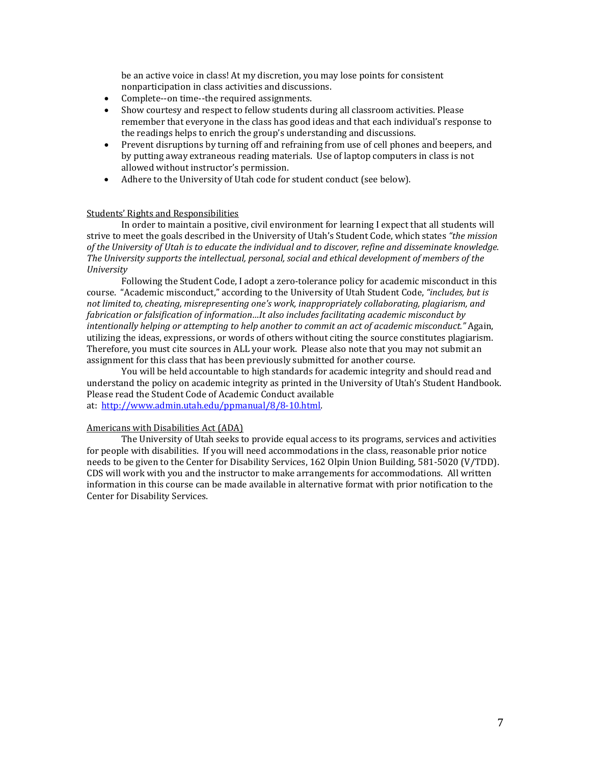be an active voice in class! At my discretion, you may lose points for consistent nonparticipation in class activities and discussions.

- Complete--on time--the required assignments.
- Show courtesy and respect to fellow students during all classroom activities. Please remember that everyone in the class has good ideas and that each individual's response to the readings helps to enrich the group's understanding and discussions.
- Prevent disruptions by turning off and refraining from use of cell phones and beepers, and by putting away extraneous reading materials. Use of laptop computers in class is not allowed without instructor's permission.
- Adhere to the University of Utah code for student conduct (see below).

<u>Students' Rights and Responsibilities</u>

In order to maintain a positive, civil environment for learning I expect that all students will strive to meet the goals described in the University of Utah's Student Code, which states *"the mission of the University of Utah is to educate the individual and to discover, refine and disseminate knowledge. The University supports the intellectual, personal, social and ethical development of members of the University*

Following the Student Code, I adopt a zero-tolerance policy for academic misconduct in this course. "Academic misconduct," according to the University of Utah Student Code, *"includes, but is not limited to, cheating, misrepresenting one's work, inappropriately collaborating, plagiarism, and fabrication or falsification of information…It also includes facilitating academic misconduct by intentionally helping or attempting to help another to commit an act of academic misconduct."* Again, utilizing the ideas, expressions, or words of others without citing the source constitutes plagiarism. Therefore, you must cite sources in ALL your work. Please also note that you may not submit an assignment for this class that has been previously submitted for another course.

You will be held accountable to high standards for academic integrity and should read and understand the policy on academic integrity as printed in the University of Utah's Student Handbook. Please read the Student Code of Academic Conduct available at: [http://www.admin.utah.edu/ppmanual/8/8-10.html](http://www.admin.utah.edu/ppmanual/8/8-10.html).

<u>Americans with Disabilities Act (ADA)</u>

The University of Utah seeks to provide equal access to its programs, services and activities for people with disabilities. If you will need accommodations in the class, reasonable prior notice needs to be given to the Center for Disability Services, 162 Olpin Union Building, 581-5020 (V/TDD). CDS will work with you and the instructor to make arrangements for accommodations. All written information in this course can be made available in alternative format with prior notification to the Center for Disability Services.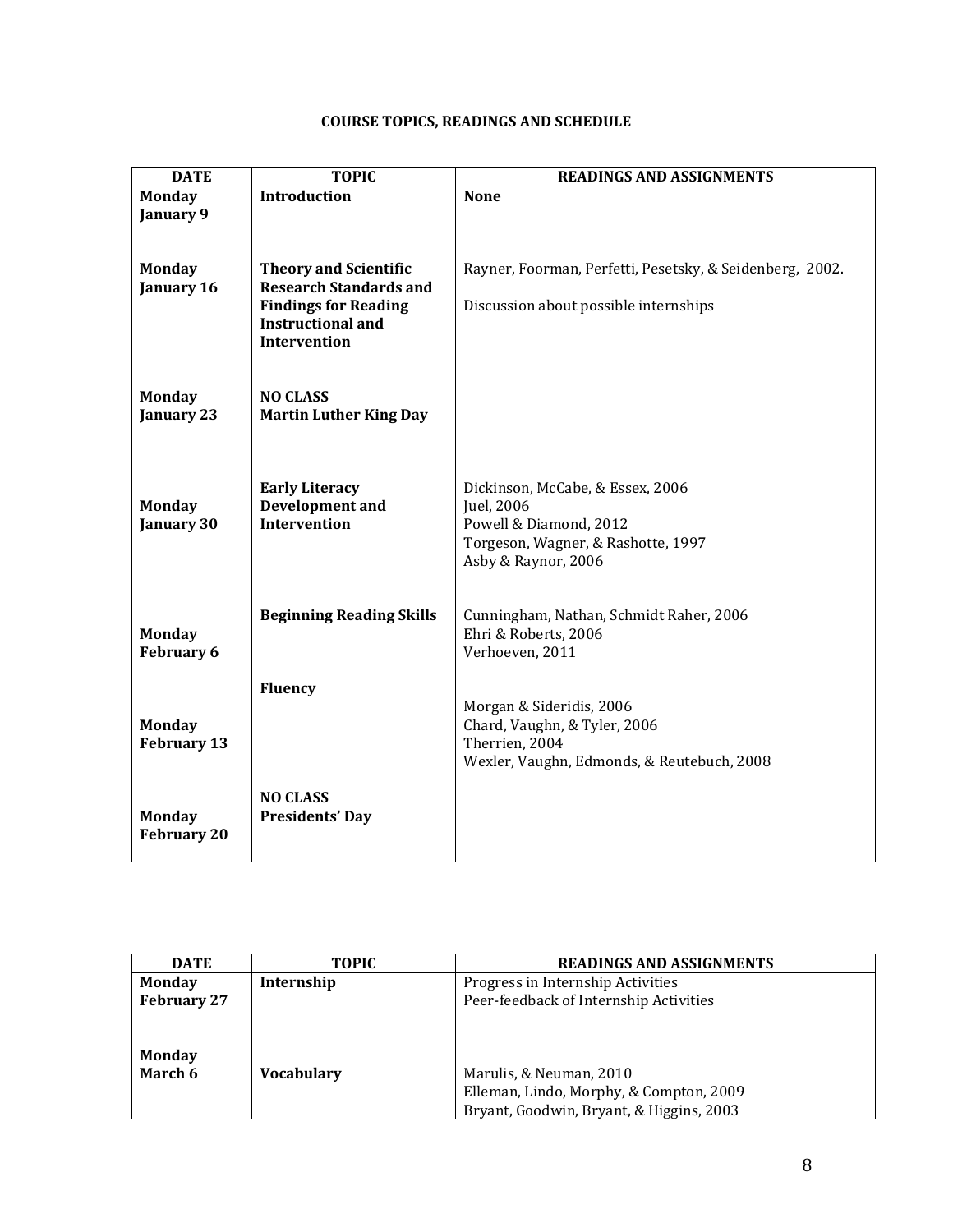**COURSE TOPICS, READINGS AND SCHEDULE**

| DATE | TOPIC | READINGS AND ASSIGNMENTS |
|---|---|---|
| **Monday January 9** | **Introduction** | **None** |
| **Monday January 16** | **Theory and Scientific Research Standards and Findings for Reading Instructional and Intervention** | Rayner, Foorman, Perfetti, Pesetsky, & Seidenberg, 2002.<br><br>Discussion about possible internships |
| **Monday January 23** | **NO CLASS**<br>**Martin Luther King Day** | |
| **Monday January 30** | **Early Literacy Development and Intervention** | Dickinson, McCabe, & Essex, 2006<br>Juel, 2006<br>Powell & Diamond, 2012<br>Torgeson, Wagner, & Rashotte, 1997<br>Asby & Raynor, 2006 |
| **Monday February 6** | **Beginning Reading Skills** | Cunningham, Nathan, Schmidt Raher, 2006<br>Ehri & Roberts, 2006<br>Verhoeven, 2011 |
| **Monday February 13** | **Fluency** | Morgan & Sideridis, 2006<br>Chard, Vaughn, & Tyler, 2006<br>Therrien, 2004<br>Wexler, Vaughn, Edmonds, & Reutebuch, 2008 |
| **Monday February 20** | **NO CLASS**<br>**Presidents' Day** | |
| **Monday February 27** | **Internship** | Progress in Internship Activities<br>Peer-feedback of Internship Activities |
| **Monday March 6** | **Vocabulary** | Marulis, & Neuman, 2010<br>Elleman, Lindo, Morphy, & Compton, 2009<br>Bryant, Goodwin, Bryant, & Higgins, 2003 |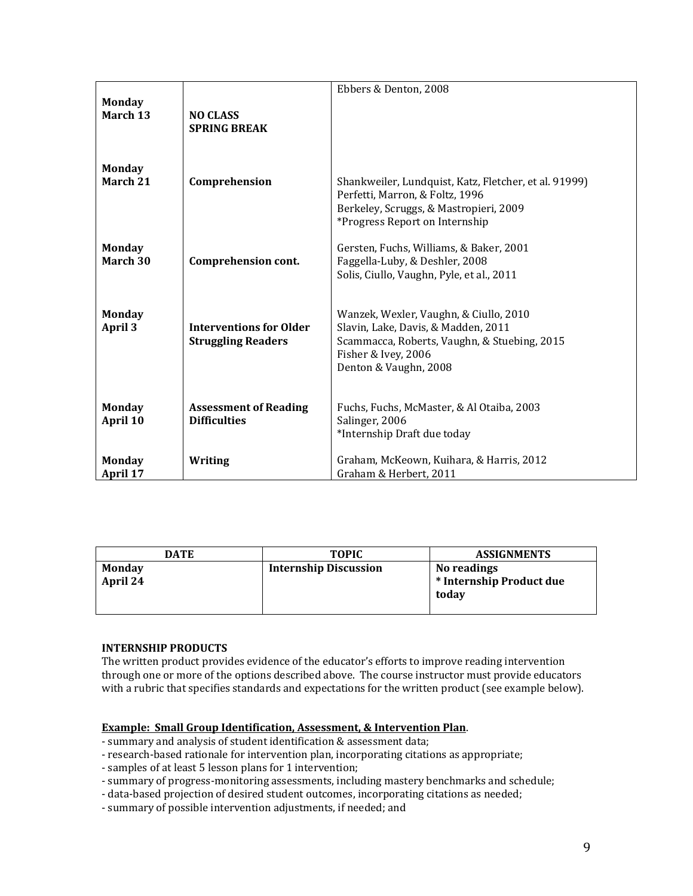| | | |
|---|---|---|
| **Monday March 13** | **NO CLASS SPRING BREAK** | Ebbers & Denton, 2008 |
| **Monday March 21** | **Comprehension** | Shankweiler, Lundquist, Katz, Fletcher, et al. 91999)<br>Perfetti, Marron, & Foltz, 1996<br>Berkeley, Scruggs, & Mastropieri, 2009<br>*Progress Report on Internship |
| **Monday March 30** | **Comprehension cont.** | Gersten, Fuchs, Williams, & Baker, 2001<br>Faggella-Luby, & Deshler, 2008<br>Solis, Ciullo, Vaughn, Pyle, et al., 2011 |
| **Monday April 3** | **Interventions for Older Struggling Readers** | Wanzek, Wexler, Vaughn, & Ciullo, 2010<br>Slavin, Lake, Davis, & Madden, 2011<br>Scammacca, Roberts, Vaughn, & Stuebing, 2015<br>Fisher & Ivey, 2006<br>Denton & Vaughn, 2008 |
| **Monday April 10** | **Assessment of Reading Difficulties** | Fuchs, Fuchs, McMaster, & Al Otaiba, 2003<br>Salinger, 2006<br>*Internship Draft due today |
| **Monday April 17** | **Writing** | Graham, McKeown, Kuihara, & Harris, 2012<br>Graham & Herbert, 2011 |

| DATE | TOPIC | ASSIGNMENTS |
|---|---|---|
| **Monday April 24** | **Internship Discussion** | **No readings**<br>**\* Internship Product due today** |

**INTERNSHIP PRODUCTS**

The written product provides evidence of the educator's efforts to improve reading intervention through one or more of the options described above. The course instructor must provide educators with a rubric that specifies standards and expectations for the written product (see example below).

**Example: Small Group Identification, Assessment, & Intervention Plan**.

- summary and analysis of student identification & assessment data;
- research-based rationale for intervention plan, incorporating citations as appropriate;
- samples of at least 5 lesson plans for 1 intervention;
- summary of progress-monitoring assessments, including mastery benchmarks and schedule;
- data-based projection of desired student outcomes, incorporating citations as needed;
- summary of possible intervention adjustments, if needed; and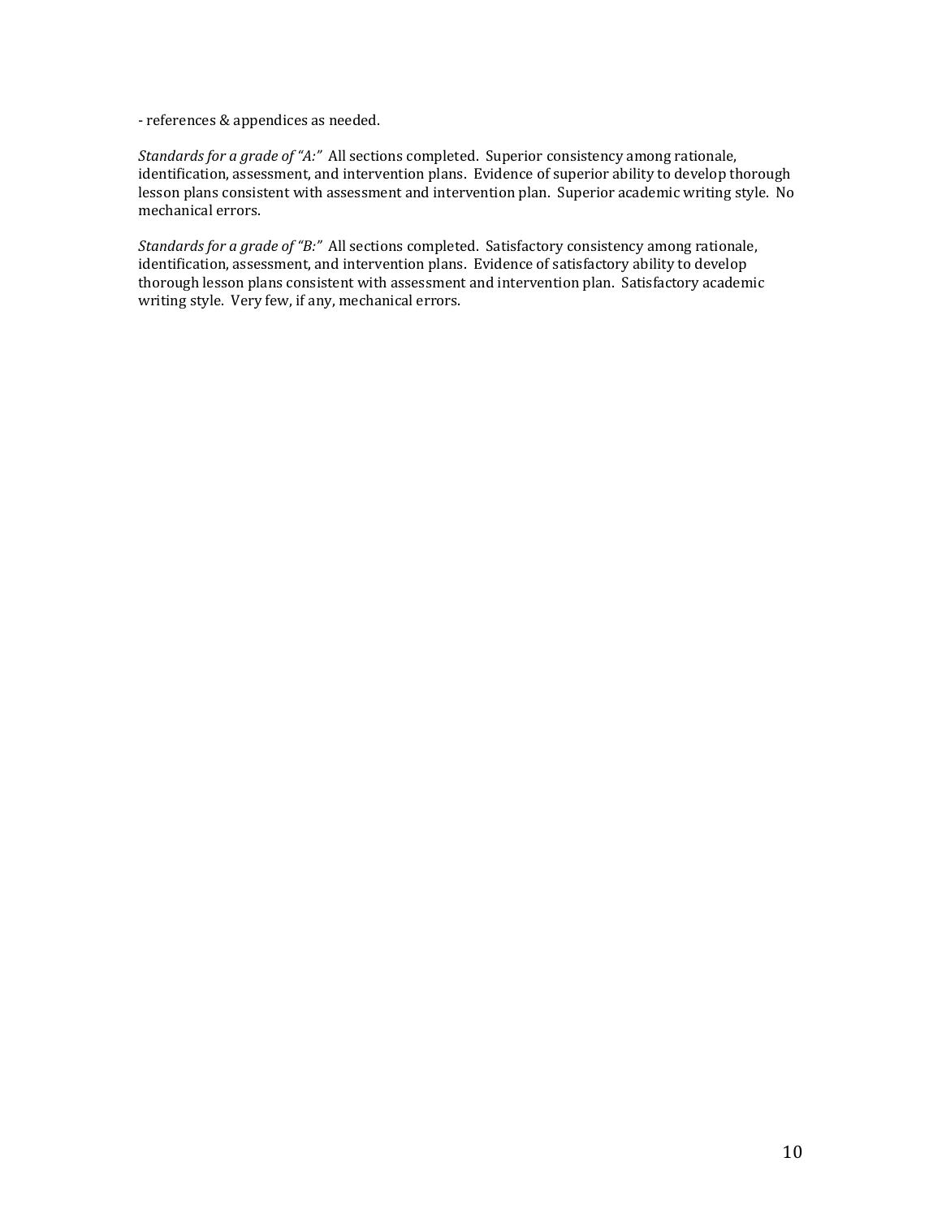- references & appendices as needed.

*Standards for a grade of "A:"* All sections completed. Superior consistency among rationale, identification, assessment, and intervention plans. Evidence of superior ability to develop thorough lesson plans consistent with assessment and intervention plan. Superior academic writing style. No mechanical errors.

*Standards for a grade of "B:"* All sections completed. Satisfactory consistency among rationale, identification, assessment, and intervention plans. Evidence of satisfactory ability to develop thorough lesson plans consistent with assessment and intervention plan. Satisfactory academic writing style. Very few, if any, mechanical errors.